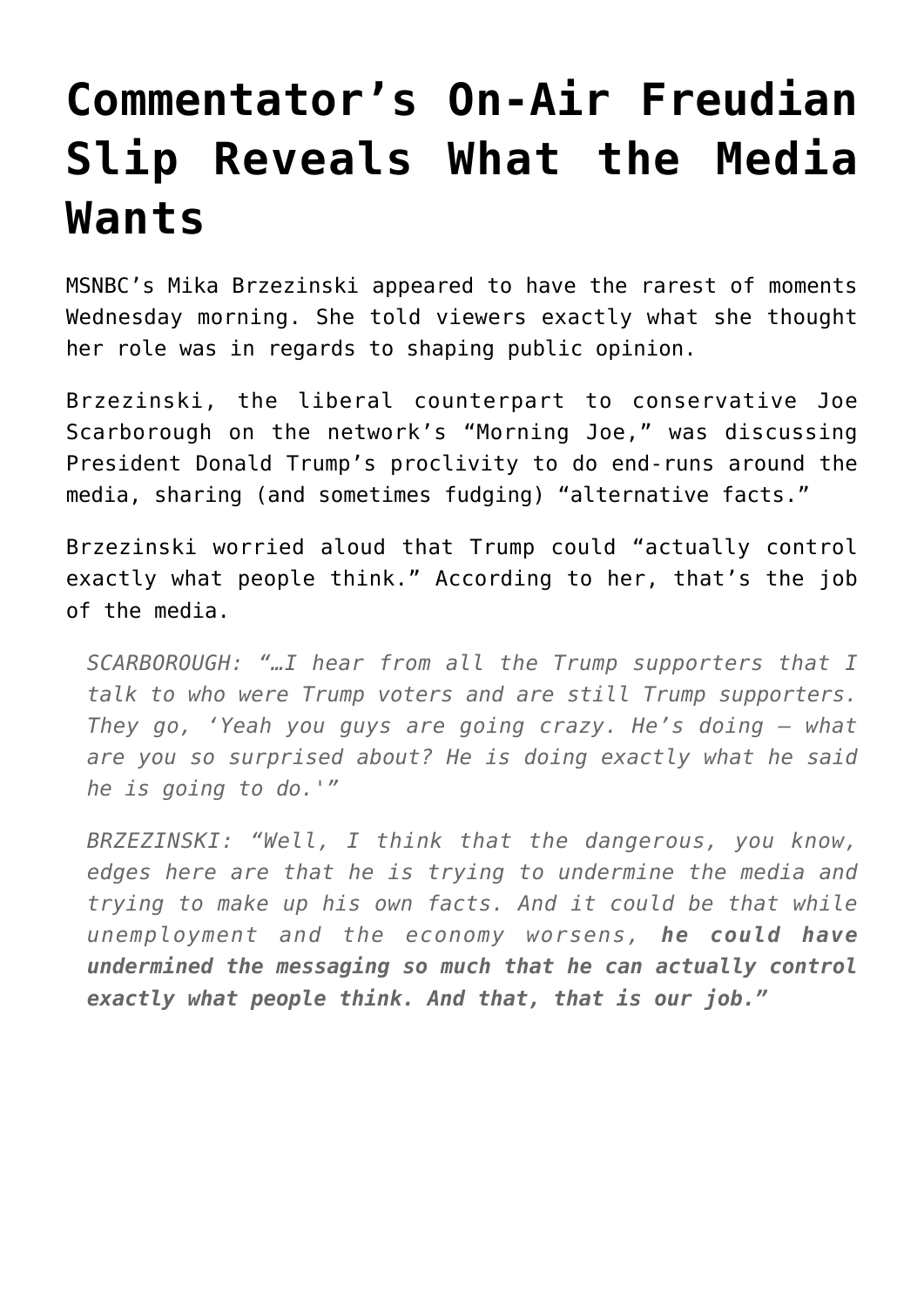# Commentator's On-Air Freudian Slip Reveals What the Media Wants

MSNBC's Mika Brzezinski appeared to have the rarest of moments Wednesday morning. She told viewers exactly what she thought her role was in regards to shaping public opinion.

Brzezinski, the liberal counterpart to conservative Joe Scarborough on the network's "Morning Joe," was discussing President Donald Trump's proclivity to do end-runs around the media, sharing (and sometimes fudging) "alternative facts."

Brzezinski worried aloud that Trump could "actually control exactly what people think." According to her, that's the job of the media.

> *SCARBOROUGH: "…I hear from all the Trump supporters that I talk to who were Trump voters and are still Trump supporters. They go, 'Yeah you guys are going crazy. He's doing — what are you so surprised about? He is doing exactly what he said he is going to do.'"*
>
> *BRZEZINSKI: "Well, I think that the dangerous, you know, edges here are that he is trying to undermine the media and trying to make up his own facts. And it could be that while unemployment and the economy worsens,* ***he could have undermined the messaging so much that he can actually control exactly what people think. And that, that is our job."***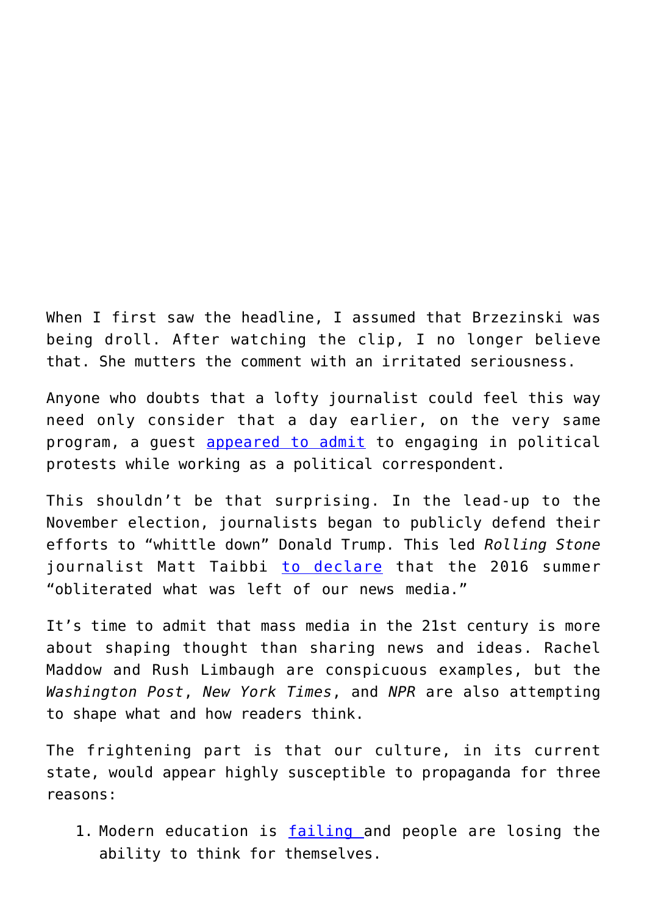When I first saw the headline, I assumed that Brzezinski was being droll. After watching the clip, I no longer believe that. She mutters the comment with an irritated seriousness.

Anyone who doubts that a lofty journalist could feel this way need only consider that a day earlier, on the very same program, a guest appeared to admit to engaging in political protests while working as a political correspondent.

This shouldn't be that surprising. In the lead-up to the November election, journalists began to publicly defend their efforts to "whittle down" Donald Trump. This led *Rolling Stone* journalist Matt Taibbi to declare that the 2016 summer "obliterated what was left of our news media."

It's time to admit that mass media in the 21st century is more about shaping thought than sharing news and ideas. Rachel Maddow and Rush Limbaugh are conspicuous examples, but the *Washington Post*, *New York Times*, and *NPR* are also attempting to shape what and how readers think.

The frightening part is that our culture, in its current state, would appear highly susceptible to propaganda for three reasons:

1. Modern education is failing and people are losing the ability to think for themselves.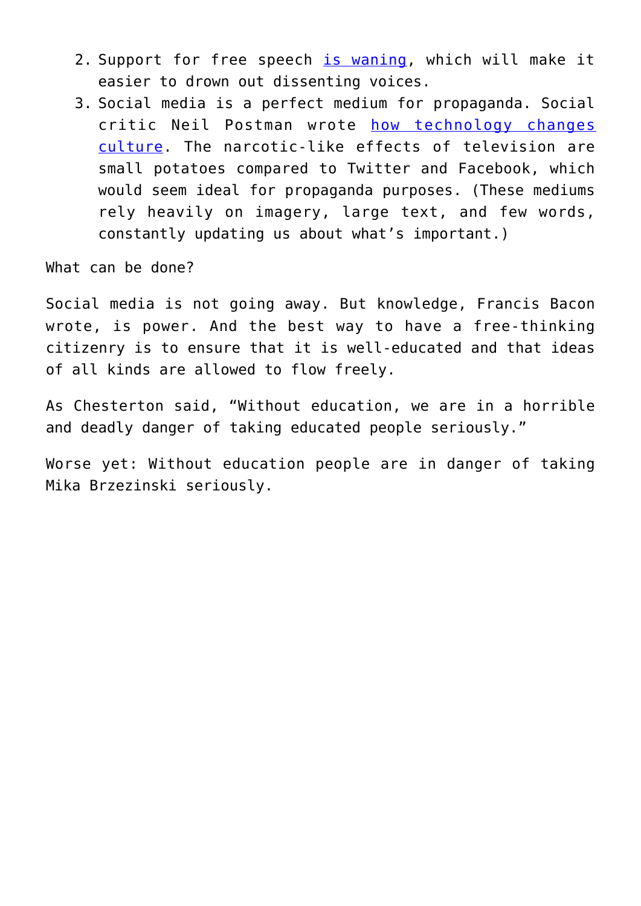2. Support for free speech is waning, which will make it easier to drown out dissenting voices.
3. Social media is a perfect medium for propaganda. Social critic Neil Postman wrote how technology changes culture. The narcotic-like effects of television are small potatoes compared to Twitter and Facebook, which would seem ideal for propaganda purposes. (These mediums rely heavily on imagery, large text, and few words, constantly updating us about what's important.)

What can be done?

Social media is not going away. But knowledge, Francis Bacon wrote, is power. And the best way to have a free-thinking citizenry is to ensure that it is well-educated and that ideas of all kinds are allowed to flow freely.

As Chesterton said, "Without education, we are in a horrible and deadly danger of taking educated people seriously."

Worse yet: Without education people are in danger of taking Mika Brzezinski seriously.